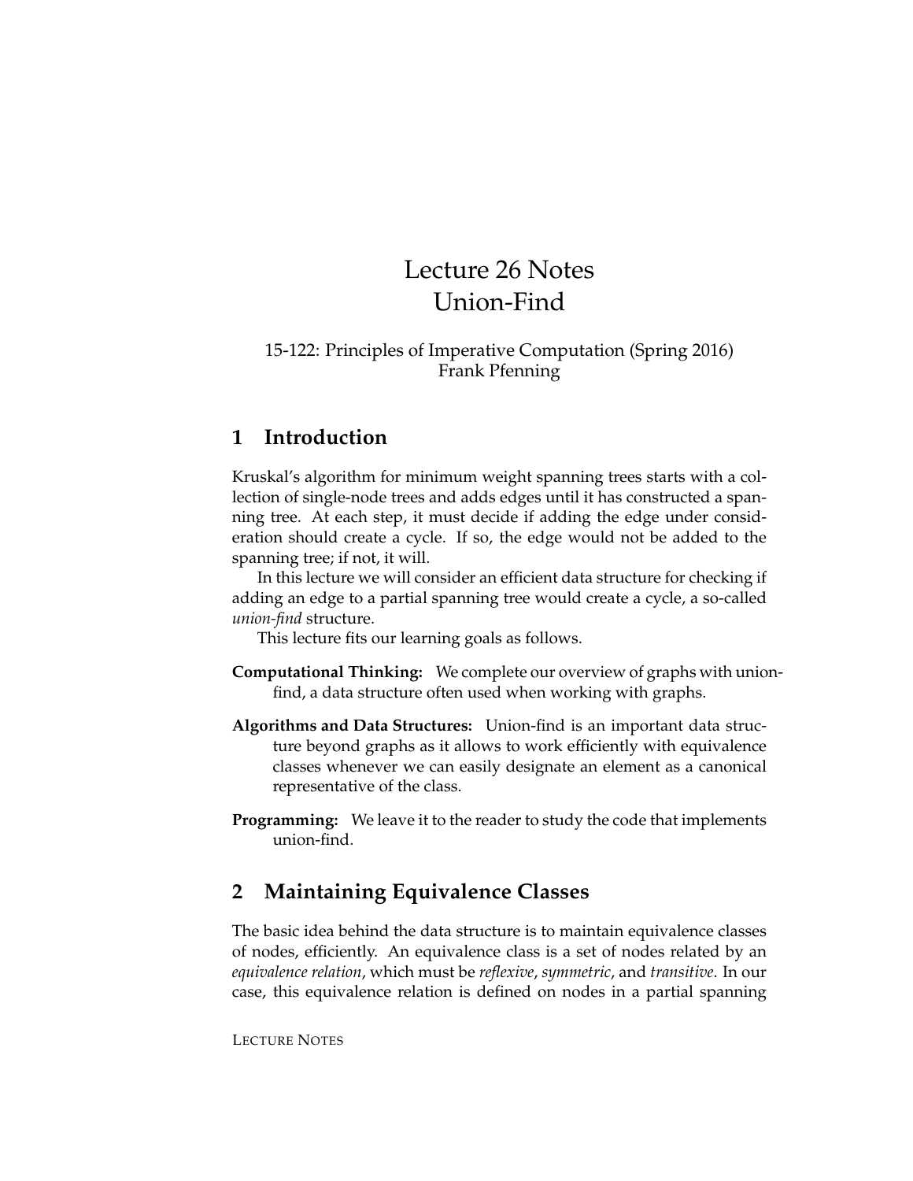# Lecture 26 Notes
# Union-Find

15-122: Principles of Imperative Computation (Spring 2016)
Frank Pfenning

## 1 Introduction

Kruskal's algorithm for minimum weight spanning trees starts with a collection of single-node trees and adds edges until it has constructed a spanning tree. At each step, it must decide if adding the edge under consideration should create a cycle. If so, the edge would not be added to the spanning tree; if not, it will.

In this lecture we will consider an efficient data structure for checking if adding an edge to a partial spanning tree would create a cycle, a so-called *union-find* structure.

This lecture fits our learning goals as follows.

**Computational Thinking:** We complete our overview of graphs with union-find, a data structure often used when working with graphs.

**Algorithms and Data Structures:** Union-find is an important data structure beyond graphs as it allows to work efficiently with equivalence classes whenever we can easily designate an element as a canonical representative of the class.

**Programming:** We leave it to the reader to study the code that implements union-find.

## 2 Maintaining Equivalence Classes

The basic idea behind the data structure is to maintain equivalence classes of nodes, efficiently. An equivalence class is a set of nodes related by an *equivalence relation*, which must be *reflexive*, *symmetric*, and *transitive*. In our case, this equivalence relation is defined on nodes in a partial spanning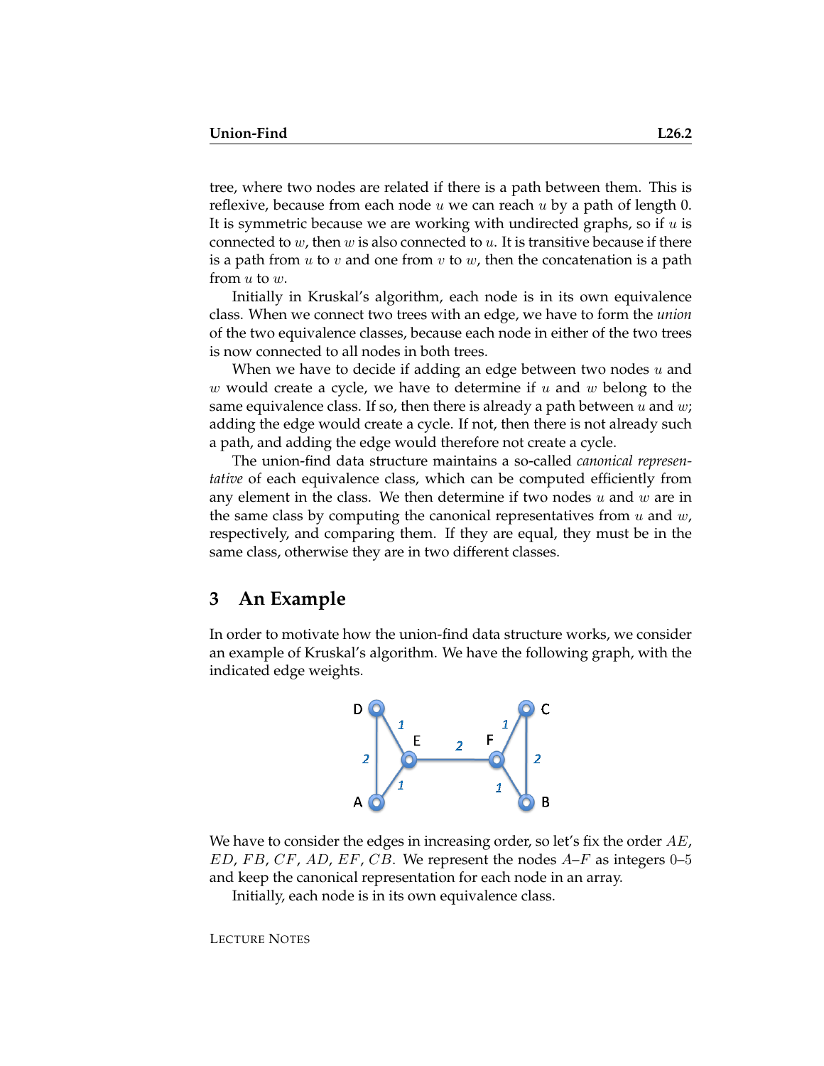tree, where two nodes are related if there is a path between them. This is reflexive, because from each node $u$ we can reach $u$ by a path of length 0. It is symmetric because we are working with undirected graphs, so if $u$ is connected to $w$, then $w$ is also connected to $u$. It is transitive because if there is a path from $u$ to $v$ and one from $v$ to $w$, then the concatenation is a path from $u$ to $w$.

Initially in Kruskal's algorithm, each node is in its own equivalence class. When we connect two trees with an edge, we have to form the *union* of the two equivalence classes, because each node in either of the two trees is now connected to all nodes in both trees.

When we have to decide if adding an edge between two nodes $u$ and $w$ would create a cycle, we have to determine if $u$ and $w$ belong to the same equivalence class. If so, then there is already a path between $u$ and $w$; adding the edge would create a cycle. If not, then there is not already such a path, and adding the edge would therefore not create a cycle.

The union-find data structure maintains a so-called *canonical representative* of each equivalence class, which can be computed efficiently from any element in the class. We then determine if two nodes $u$ and $w$ are in the same class by computing the canonical representatives from $u$ and $w$, respectively, and comparing them. If they are equal, they must be in the same class, otherwise they are in two different classes.

## 3 An Example

In order to motivate how the union-find data structure works, we consider an example of Kruskal's algorithm. We have the following graph, with the indicated edge weights.

We have to consider the edges in increasing order, so let's fix the order $AE$, $ED$, $FB$, $CF$, $AD$, $EF$, $CB$. We represent the nodes $A$–$F$ as integers 0–5 and keep the canonical representation for each node in an array.

Initially, each node is in its own equivalence class.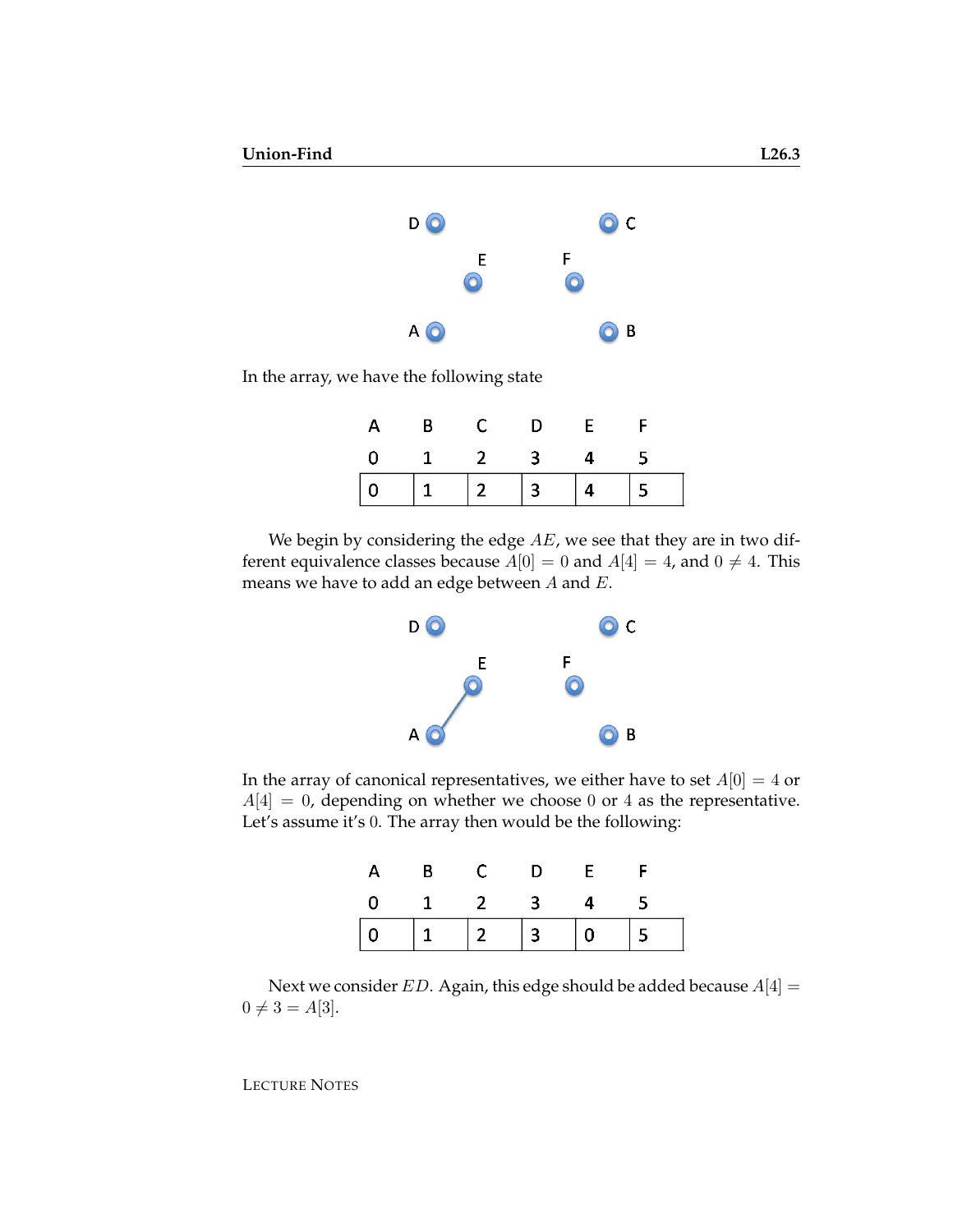In the array, we have the following state

| A | B | C | D | E | F |
|---|---|---|---|---|---|
| 0 | 1 | 2 | 3 | 4 | 5 |
| 0 | 1 | 2 | 3 | 4 | 5 |

We begin by considering the edge $AE$, we see that they are in two different equivalence classes because $A[0] = 0$ and $A[4] = 4$, and $0 \neq 4$. This means we have to add an edge between $A$ and $E$.

In the array of canonical representatives, we either have to set $A[0] = 4$ or $A[4] = 0$, depending on whether we choose $0$ or $4$ as the representative. Let's assume it's $0$. The array then would be the following:

| A | B | C | D | E | F |
|---|---|---|---|---|---|
| 0 | 1 | 2 | 3 | 4 | 5 |
| 0 | 1 | 2 | 3 | 0 | 5 |

Next we consider $ED$. Again, this edge should be added because $A[4] = 0 \neq 3 = A[3]$.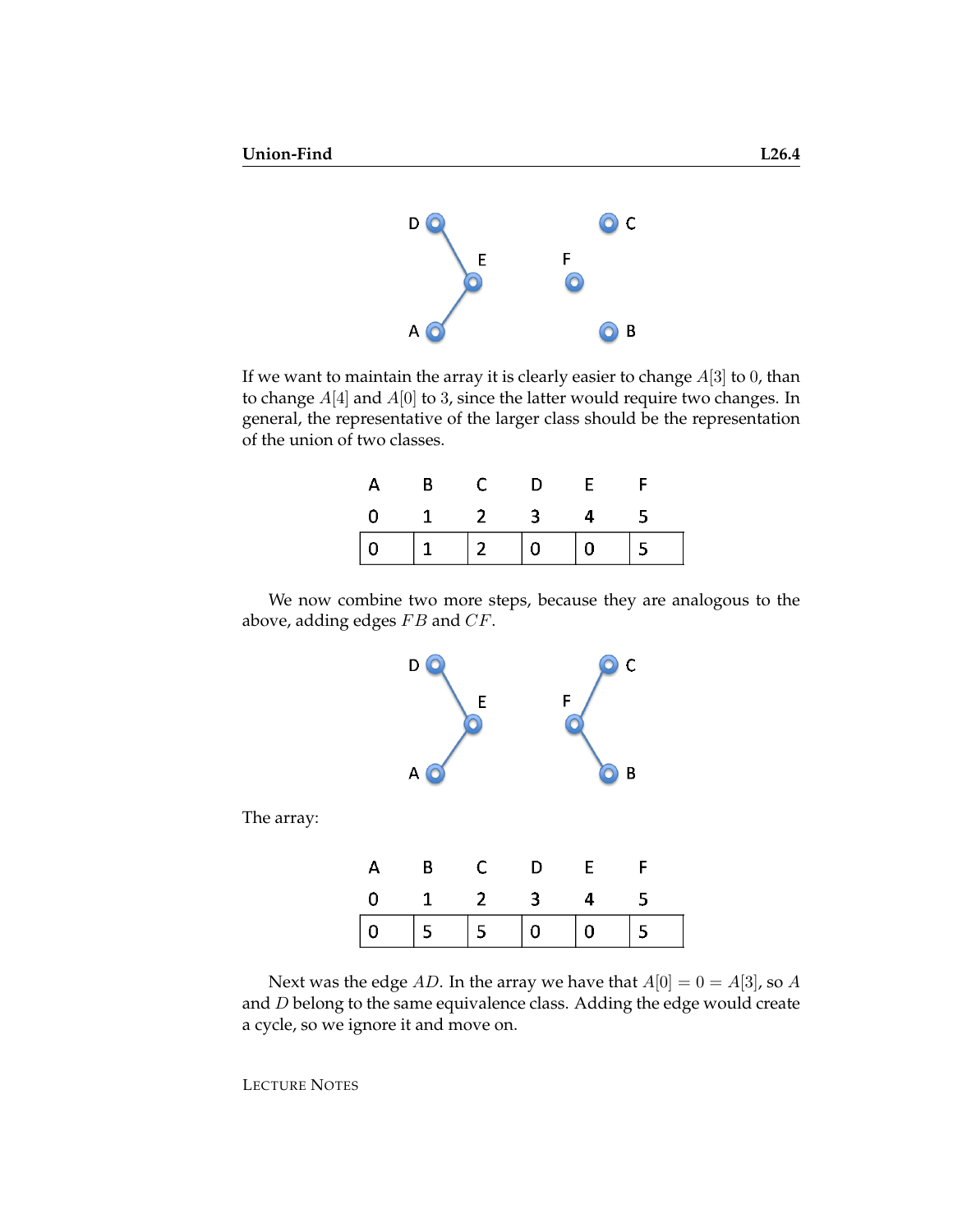If we want to maintain the array it is clearly easier to change $A[3]$ to $0$, than to change $A[4]$ and $A[0]$ to $3$, since the latter would require two changes. In general, the representative of the larger class should be the representation of the union of two classes.

| A | B | C | D | E | F |
|---|---|---|---|---|---|
| 0 | 1 | 2 | 3 | 4 | 5 |
| 0 | 1 | 2 | 0 | 0 | 5 |

We now combine two more steps, because they are analogous to the above, adding edges $FB$ and $CF$.

The array:

| A | B | C | D | E | F |
|---|---|---|---|---|---|
| 0 | 1 | 2 | 3 | 4 | 5 |
| 0 | 5 | 5 | 0 | 0 | 5 |

Next was the edge $AD$. In the array we have that $A[0] = 0 = A[3]$, so $A$ and $D$ belong to the same equivalence class. Adding the edge would create a cycle, so we ignore it and move on.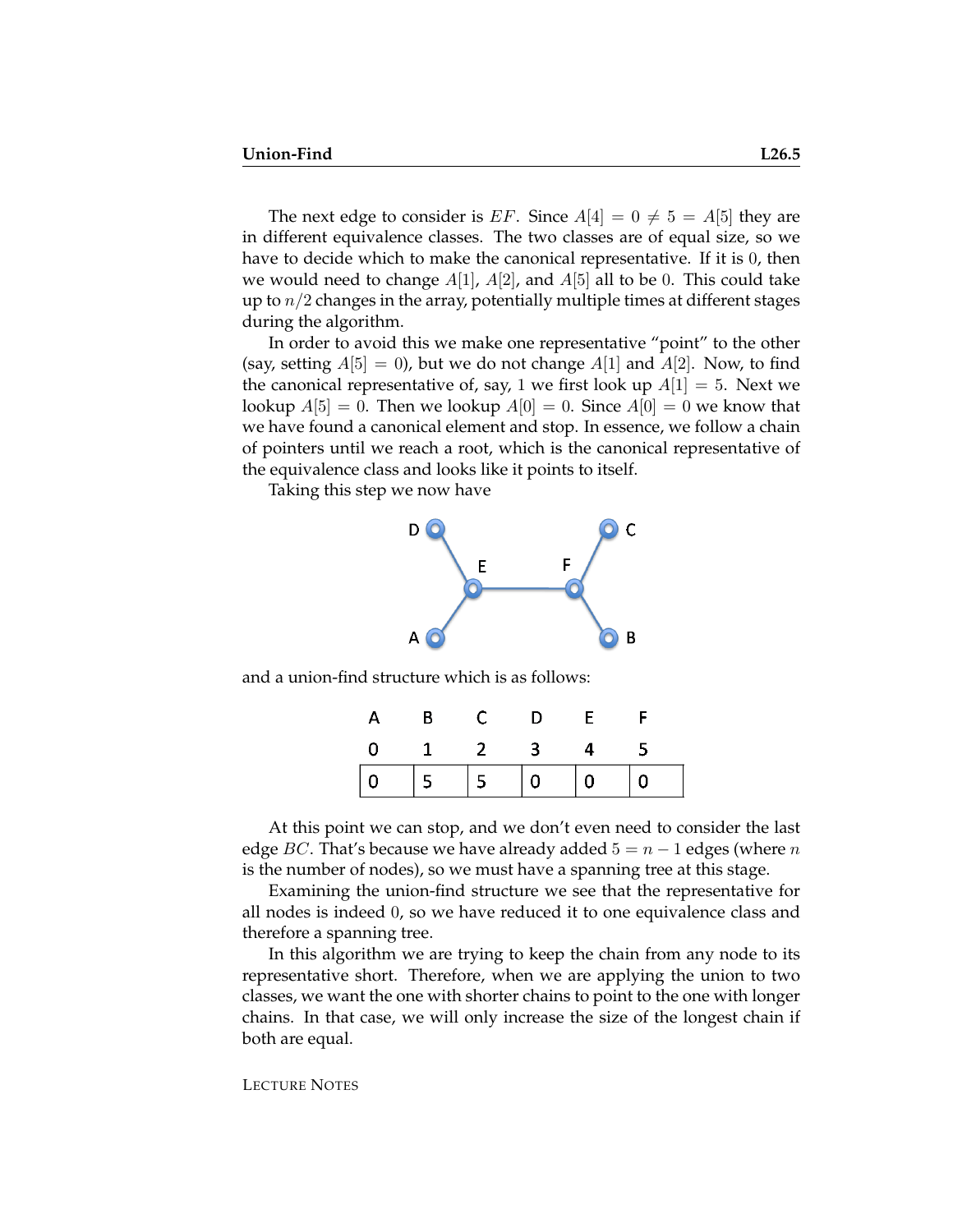The next edge to consider is $EF$. Since $A[4] = 0 \neq 5 = A[5]$ they are in different equivalence classes. The two classes are of equal size, so we have to decide which to make the canonical representative. If it is $0$, then we would need to change $A[1]$, $A[2]$, and $A[5]$ all to be $0$. This could take up to $n/2$ changes in the array, potentially multiple times at different stages during the algorithm.

In order to avoid this we make one representative "point" to the other (say, setting $A[5] = 0$), but we do not change $A[1]$ and $A[2]$. Now, to find the canonical representative of, say, $1$ we first look up $A[1] = 5$. Next we lookup $A[5] = 0$. Then we lookup $A[0] = 0$. Since $A[0] = 0$ we know that we have found a canonical element and stop. In essence, we follow a chain of pointers until we reach a root, which is the canonical representative of the equivalence class and looks like it points to itself.

Taking this step we now have

and a union-find structure which is as follows:

| A | B | C | D | E | F |
|---|---|---|---|---|---|
| 0 | 1 | 2 | 3 | 4 | 5 |
| 0 | 5 | 5 | 0 | 0 | 0 |

At this point we can stop, and we don't even need to consider the last edge $BC$. That's because we have already added $5 = n - 1$ edges (where $n$ is the number of nodes), so we must have a spanning tree at this stage.

Examining the union-find structure we see that the representative for all nodes is indeed $0$, so we have reduced it to one equivalence class and therefore a spanning tree.

In this algorithm we are trying to keep the chain from any node to its representative short. Therefore, when we are applying the union to two classes, we want the one with shorter chains to point to the one with longer chains. In that case, we will only increase the size of the longest chain if both are equal.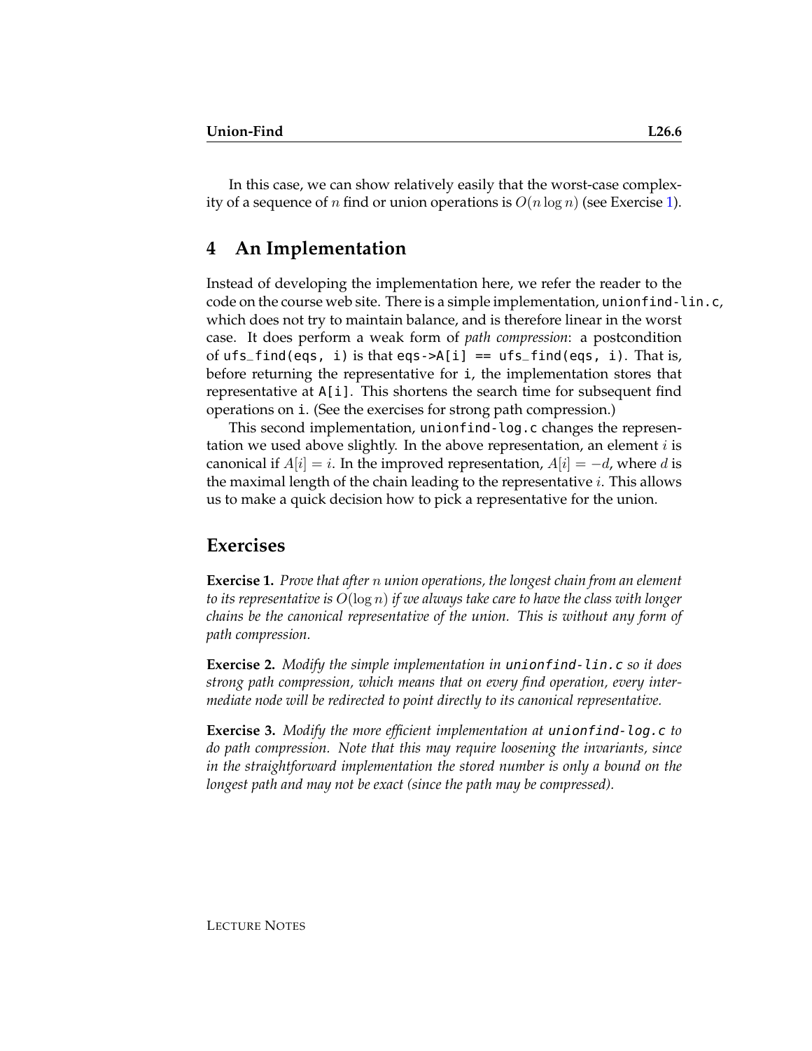In this case, we can show relatively easily that the worst-case complexity of a sequence of $n$ find or union operations is $O(n \log n)$ (see Exercise 1).

## 4 An Implementation

Instead of developing the implementation here, we refer the reader to the code on the course web site. There is a simple implementation, `unionfind-lin.c`, which does not try to maintain balance, and is therefore linear in the worst case. It does perform a weak form of *path compression*: a postcondition of `ufs_find(eqs, i)` is that `eqs->A[i] == ufs_find(eqs, i)`. That is, before returning the representative for `i`, the implementation stores that representative at `A[i]`. This shortens the search time for subsequent find operations on `i`. (See the exercises for strong path compression.)

This second implementation, `unionfind-log.c` changes the representation we used above slightly. In the above representation, an element $i$ is canonical if $A[i] = i$. In the improved representation, $A[i] = -d$, where $d$ is the maximal length of the chain leading to the representative $i$. This allows us to make a quick decision how to pick a representative for the union.

## Exercises

**Exercise 1.** *Prove that after $n$ union operations, the longest chain from an element to its representative is $O(\log n)$ if we always take care to have the class with longer chains be the canonical representative of the union. This is without any form of path compression.*

**Exercise 2.** *Modify the simple implementation in `unionfind-lin.c` so it does strong path compression, which means that on every find operation, every intermediate node will be redirected to point directly to its canonical representative.*

**Exercise 3.** *Modify the more efficient implementation at `unionfind-log.c` to do path compression. Note that this may require loosening the invariants, since in the straightforward implementation the stored number is only a bound on the longest path and may not be exact (since the path may be compressed).*